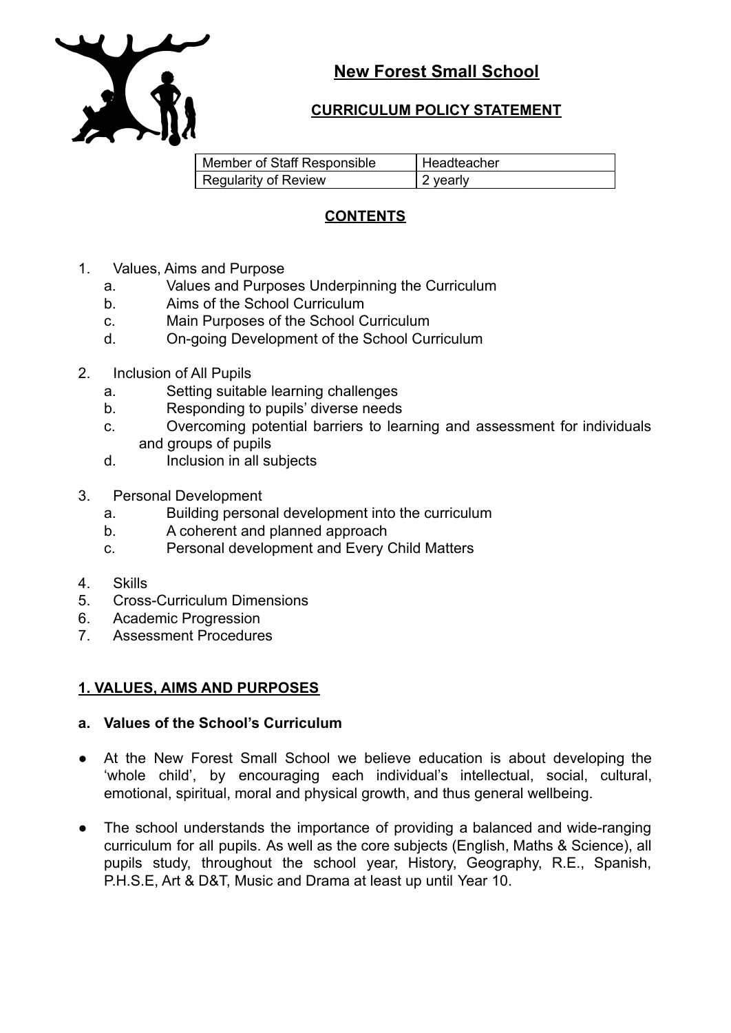# New Forest Small School

## CURRICULUM POLICY STATEMENT

| Member of Staff Responsible | Headteacher |
|---|---|
| Regularity of Review | 2 yearly |

## CONTENTS

1. Values, Aims and Purpose
   a. Values and Purposes Underpinning the Curriculum
   b. Aims of the School Curriculum
   c. Main Purposes of the School Curriculum
   d. On-going Development of the School Curriculum

2. Inclusion of All Pupils
   a. Setting suitable learning challenges
   b. Responding to pupils' diverse needs
   c. Overcoming potential barriers to learning and assessment for individuals and groups of pupils
   d. Inclusion in all subjects

3. Personal Development
   a. Building personal development into the curriculum
   b. A coherent and planned approach
   c. Personal development and Every Child Matters

4. Skills
5. Cross-Curriculum Dimensions
6. Academic Progression
7. Assessment Procedures

## 1. VALUES, AIMS AND PURPOSES

### a. Values of the School's Curriculum

- At the New Forest Small School we believe education is about developing the 'whole child', by encouraging each individual's intellectual, social, cultural, emotional, spiritual, moral and physical growth, and thus general wellbeing.

- The school understands the importance of providing a balanced and wide-ranging curriculum for all pupils. As well as the core subjects (English, Maths & Science), all pupils study, throughout the school year, History, Geography, R.E., Spanish, P.H.S.E, Art & D&T, Music and Drama at least up until Year 10.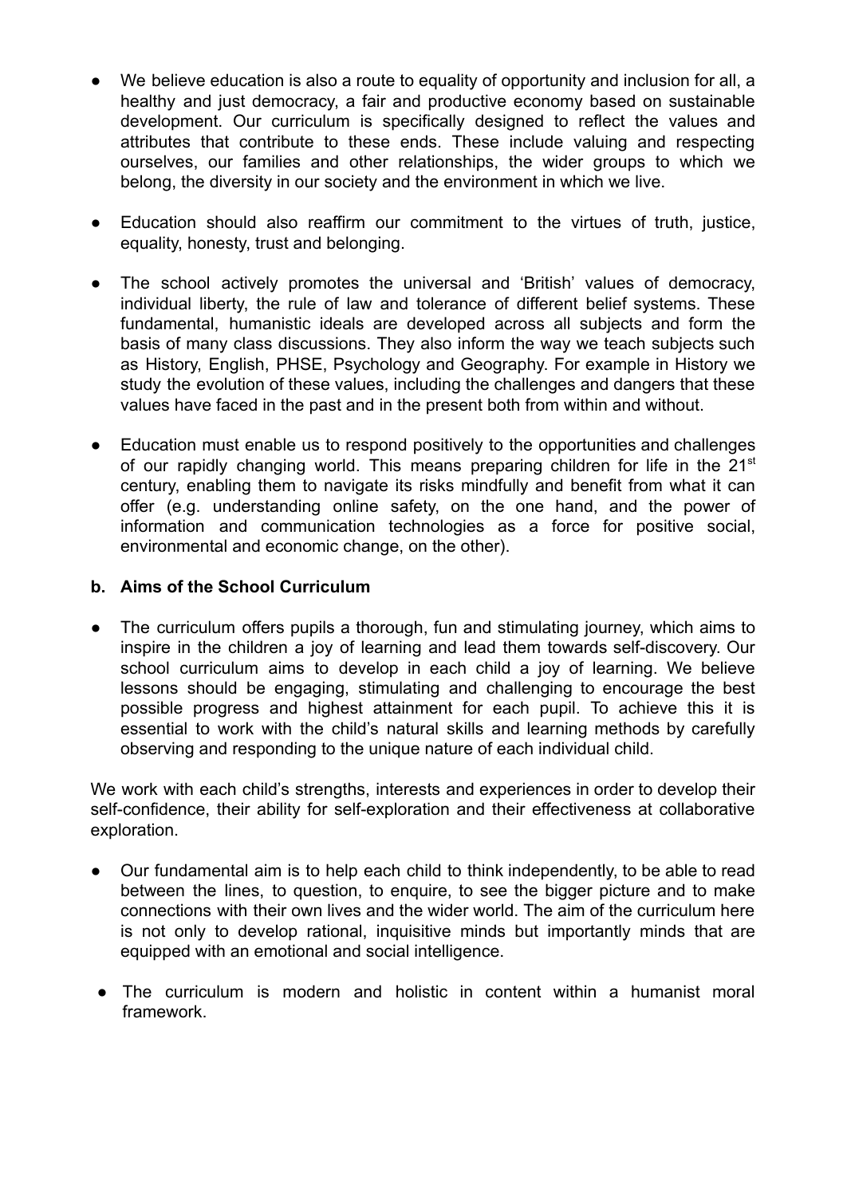- We believe education is also a route to equality of opportunity and inclusion for all, a healthy and just democracy, a fair and productive economy based on sustainable development. Our curriculum is specifically designed to reflect the values and attributes that contribute to these ends. These include valuing and respecting ourselves, our families and other relationships, the wider groups to which we belong, the diversity in our society and the environment in which we live.

- Education should also reaffirm our commitment to the virtues of truth, justice, equality, honesty, trust and belonging.

- The school actively promotes the universal and 'British' values of democracy, individual liberty, the rule of law and tolerance of different belief systems. These fundamental, humanistic ideals are developed across all subjects and form the basis of many class discussions. They also inform the way we teach subjects such as History, English, PHSE, Psychology and Geography. For example in History we study the evolution of these values, including the challenges and dangers that these values have faced in the past and in the present both from within and without.

- Education must enable us to respond positively to the opportunities and challenges of our rapidly changing world. This means preparing children for life in the 21st century, enabling them to navigate its risks mindfully and benefit from what it can offer (e.g. understanding online safety, on the one hand, and the power of information and communication technologies as a force for positive social, environmental and economic change, on the other).

### b. Aims of the School Curriculum

- The curriculum offers pupils a thorough, fun and stimulating journey, which aims to inspire in the children a joy of learning and lead them towards self-discovery. Our school curriculum aims to develop in each child a joy of learning. We believe lessons should be engaging, stimulating and challenging to encourage the best possible progress and highest attainment for each pupil. To achieve this it is essential to work with the child's natural skills and learning methods by carefully observing and responding to the unique nature of each individual child.

We work with each child's strengths, interests and experiences in order to develop their self-confidence, their ability for self-exploration and their effectiveness at collaborative exploration.

- Our fundamental aim is to help each child to think independently, to be able to read between the lines, to question, to enquire, to see the bigger picture and to make connections with their own lives and the wider world. The aim of the curriculum here is not only to develop rational, inquisitive minds but importantly minds that are equipped with an emotional and social intelligence.

- The curriculum is modern and holistic in content within a humanist moral framework.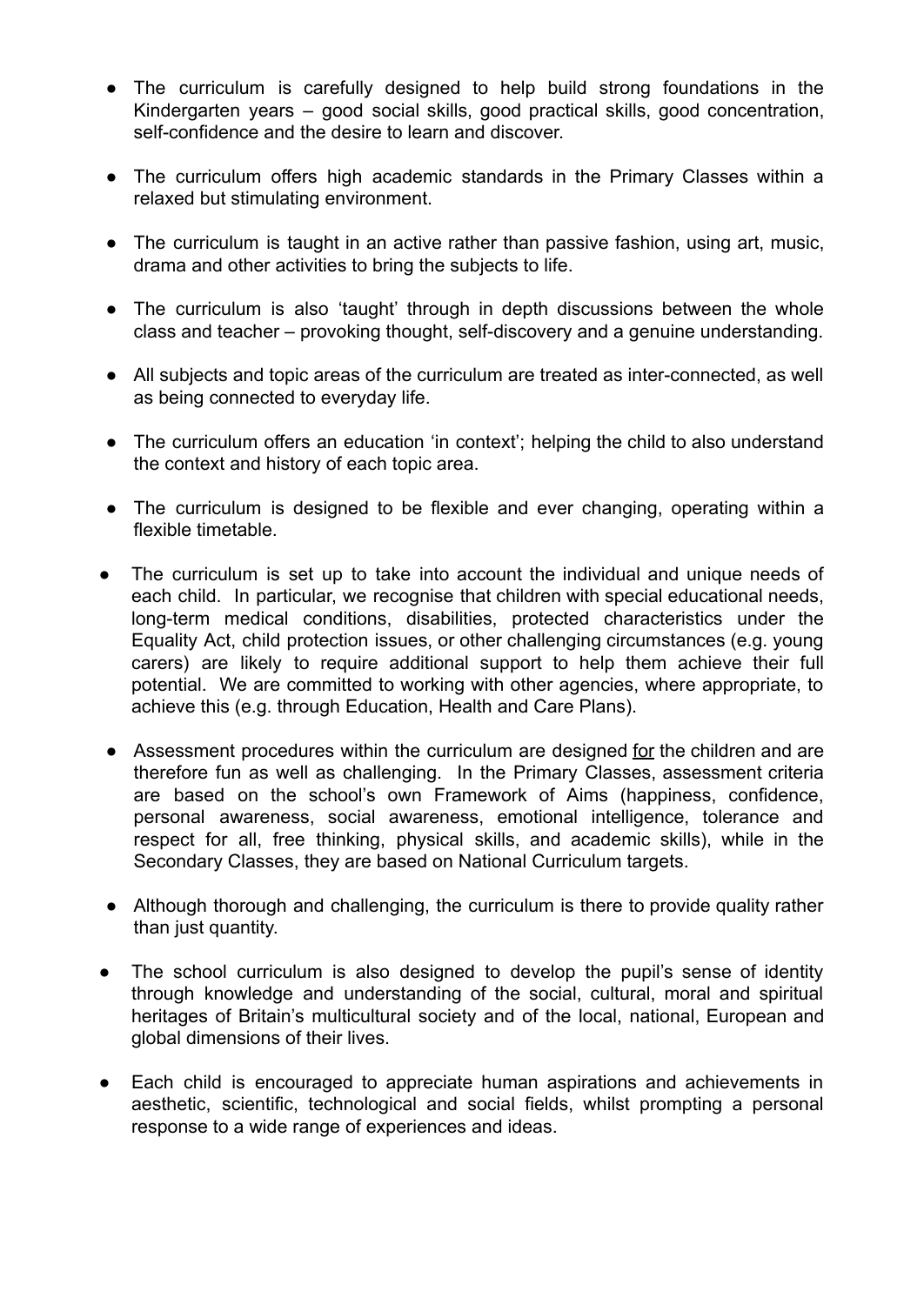- The curriculum is carefully designed to help build strong foundations in the Kindergarten years – good social skills, good practical skills, good concentration, self-confidence and the desire to learn and discover.

- The curriculum offers high academic standards in the Primary Classes within a relaxed but stimulating environment.

- The curriculum is taught in an active rather than passive fashion, using art, music, drama and other activities to bring the subjects to life.

- The curriculum is also 'taught' through in depth discussions between the whole class and teacher – provoking thought, self-discovery and a genuine understanding.

- All subjects and topic areas of the curriculum are treated as inter-connected, as well as being connected to everyday life.

- The curriculum offers an education 'in context'; helping the child to also understand the context and history of each topic area.

- The curriculum is designed to be flexible and ever changing, operating within a flexible timetable.

- The curriculum is set up to take into account the individual and unique needs of each child. In particular, we recognise that children with special educational needs, long-term medical conditions, disabilities, protected characteristics under the Equality Act, child protection issues, or other challenging circumstances (e.g. young carers) are likely to require additional support to help them achieve their full potential. We are committed to working with other agencies, where appropriate, to achieve this (e.g. through Education, Health and Care Plans).

- Assessment procedures within the curriculum are designed <u>for</u> the children and are therefore fun as well as challenging. In the Primary Classes, assessment criteria are based on the school's own Framework of Aims (happiness, confidence, personal awareness, social awareness, emotional intelligence, tolerance and respect for all, free thinking, physical skills, and academic skills), while in the Secondary Classes, they are based on National Curriculum targets.

- Although thorough and challenging, the curriculum is there to provide quality rather than just quantity.

- The school curriculum is also designed to develop the pupil's sense of identity through knowledge and understanding of the social, cultural, moral and spiritual heritages of Britain's multicultural society and of the local, national, European and global dimensions of their lives.

- Each child is encouraged to appreciate human aspirations and achievements in aesthetic, scientific, technological and social fields, whilst prompting a personal response to a wide range of experiences and ideas.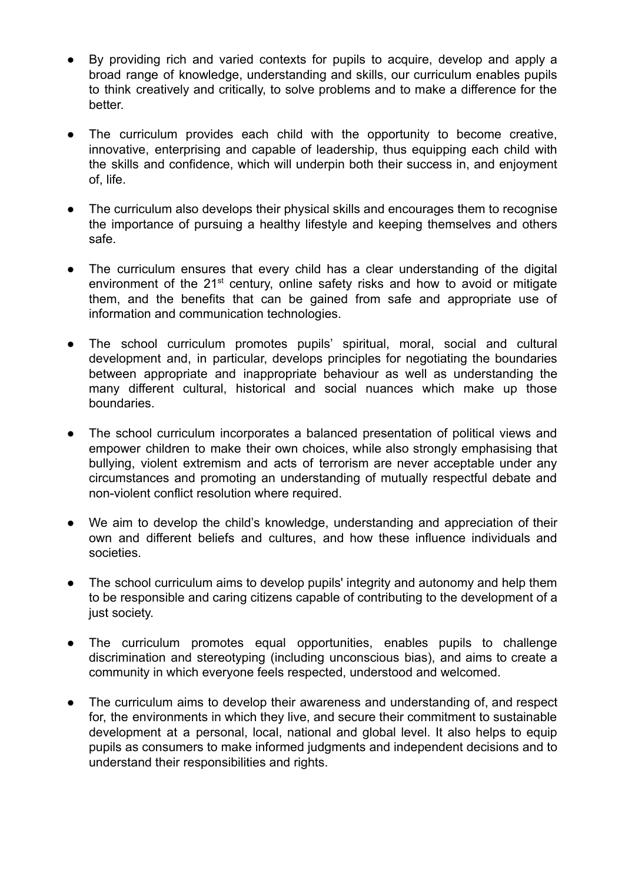- By providing rich and varied contexts for pupils to acquire, develop and apply a broad range of knowledge, understanding and skills, our curriculum enables pupils to think creatively and critically, to solve problems and to make a difference for the better.

- The curriculum provides each child with the opportunity to become creative, innovative, enterprising and capable of leadership, thus equipping each child with the skills and confidence, which will underpin both their success in, and enjoyment of, life.

- The curriculum also develops their physical skills and encourages them to recognise the importance of pursuing a healthy lifestyle and keeping themselves and others safe.

- The curriculum ensures that every child has a clear understanding of the digital environment of the 21st century, online safety risks and how to avoid or mitigate them, and the benefits that can be gained from safe and appropriate use of information and communication technologies.

- The school curriculum promotes pupils' spiritual, moral, social and cultural development and, in particular, develops principles for negotiating the boundaries between appropriate and inappropriate behaviour as well as understanding the many different cultural, historical and social nuances which make up those boundaries.

- The school curriculum incorporates a balanced presentation of political views and empower children to make their own choices, while also strongly emphasising that bullying, violent extremism and acts of terrorism are never acceptable under any circumstances and promoting an understanding of mutually respectful debate and non-violent conflict resolution where required.

- We aim to develop the child's knowledge, understanding and appreciation of their own and different beliefs and cultures, and how these influence individuals and societies.

- The school curriculum aims to develop pupils' integrity and autonomy and help them to be responsible and caring citizens capable of contributing to the development of a just society.

- The curriculum promotes equal opportunities, enables pupils to challenge discrimination and stereotyping (including unconscious bias), and aims to create a community in which everyone feels respected, understood and welcomed.

- The curriculum aims to develop their awareness and understanding of, and respect for, the environments in which they live, and secure their commitment to sustainable development at a personal, local, national and global level. It also helps to equip pupils as consumers to make informed judgments and independent decisions and to understand their responsibilities and rights.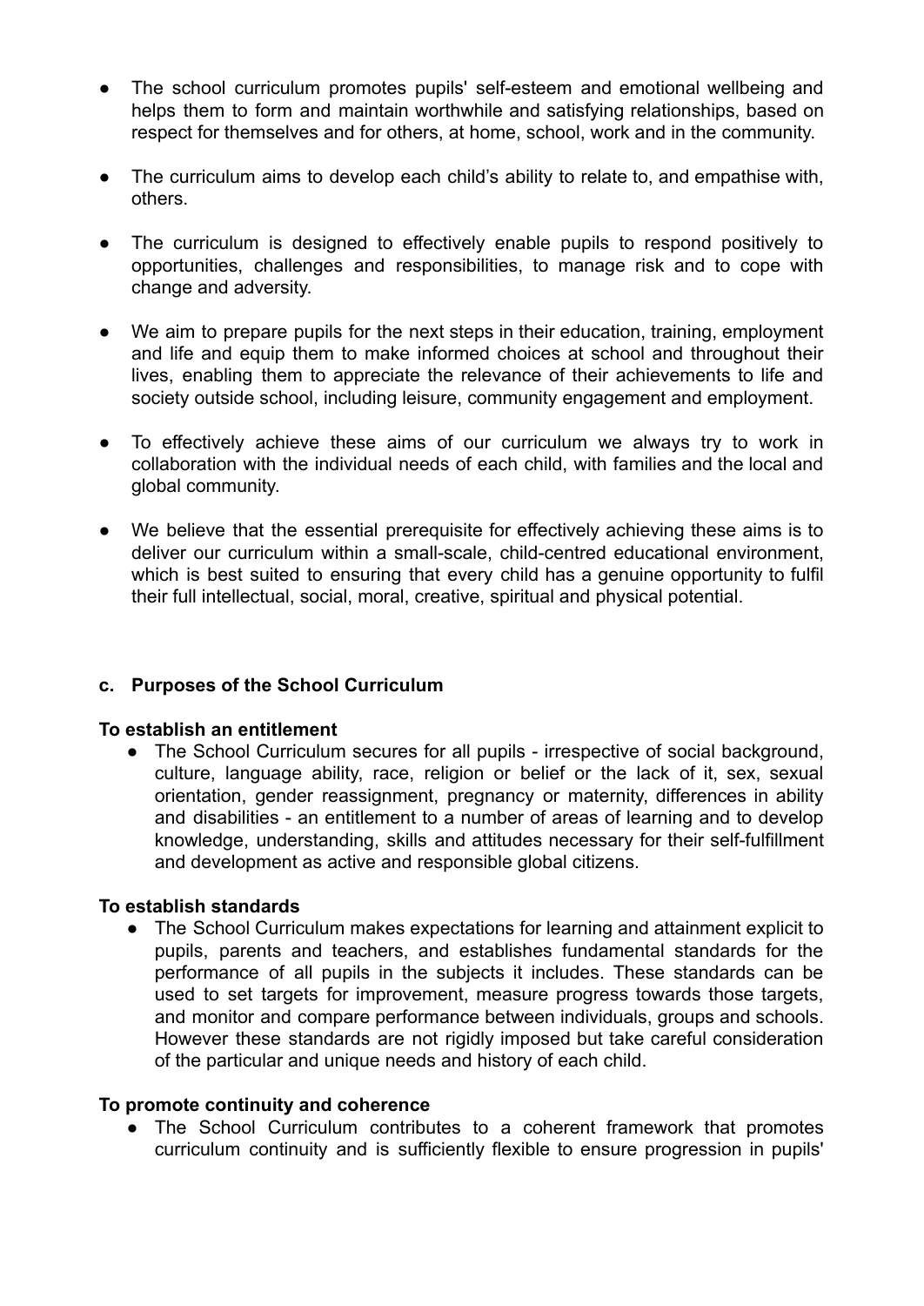- The school curriculum promotes pupils' self-esteem and emotional wellbeing and helps them to form and maintain worthwhile and satisfying relationships, based on respect for themselves and for others, at home, school, work and in the community.

- The curriculum aims to develop each child's ability to relate to, and empathise with, others.

- The curriculum is designed to effectively enable pupils to respond positively to opportunities, challenges and responsibilities, to manage risk and to cope with change and adversity.

- We aim to prepare pupils for the next steps in their education, training, employment and life and equip them to make informed choices at school and throughout their lives, enabling them to appreciate the relevance of their achievements to life and society outside school, including leisure, community engagement and employment.

- To effectively achieve these aims of our curriculum we always try to work in collaboration with the individual needs of each child, with families and the local and global community.

- We believe that the essential prerequisite for effectively achieving these aims is to deliver our curriculum within a small-scale, child-centred educational environment, which is best suited to ensuring that every child has a genuine opportunity to fulfil their full intellectual, social, moral, creative, spiritual and physical potential.

### c. Purposes of the School Curriculum

**To establish an entitlement**

- The School Curriculum secures for all pupils - irrespective of social background, culture, language ability, race, religion or belief or the lack of it, sex, sexual orientation, gender reassignment, pregnancy or maternity, differences in ability and disabilities - an entitlement to a number of areas of learning and to develop knowledge, understanding, skills and attitudes necessary for their self-fulfillment and development as active and responsible global citizens.

**To establish standards**

- The School Curriculum makes expectations for learning and attainment explicit to pupils, parents and teachers, and establishes fundamental standards for the performance of all pupils in the subjects it includes. These standards can be used to set targets for improvement, measure progress towards those targets, and monitor and compare performance between individuals, groups and schools. However these standards are not rigidly imposed but take careful consideration of the particular and unique needs and history of each child.

**To promote continuity and coherence**

- The School Curriculum contributes to a coherent framework that promotes curriculum continuity and is sufficiently flexible to ensure progression in pupils'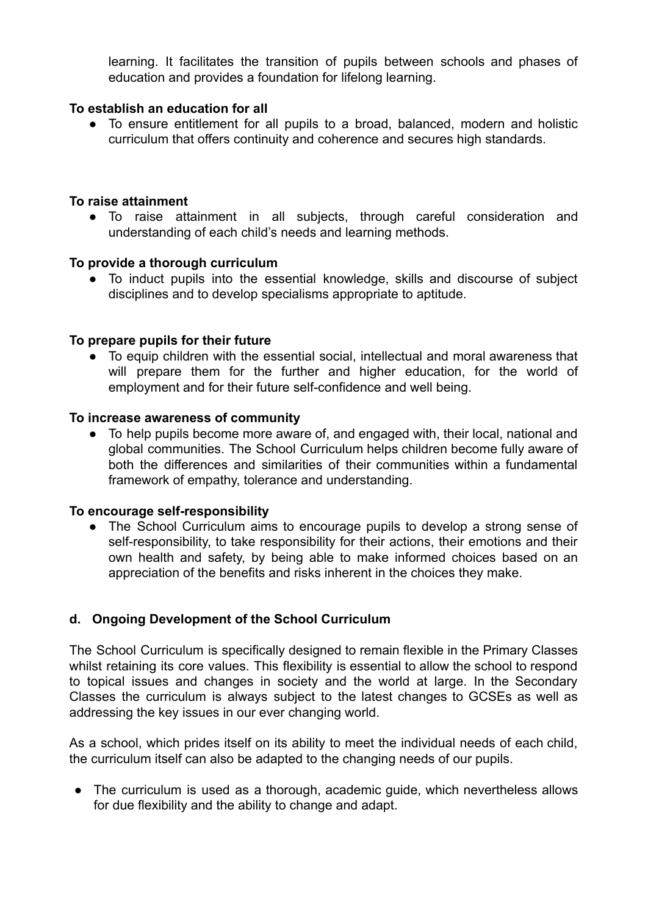learning. It facilitates the transition of pupils between schools and phases of education and provides a foundation for lifelong learning.

**To establish an education for all**

- To ensure entitlement for all pupils to a broad, balanced, modern and holistic curriculum that offers continuity and coherence and secures high standards.

**To raise attainment**

- To raise attainment in all subjects, through careful consideration and understanding of each child's needs and learning methods.

**To provide a thorough curriculum**

- To induct pupils into the essential knowledge, skills and discourse of subject disciplines and to develop specialisms appropriate to aptitude.

**To prepare pupils for their future**

- To equip children with the essential social, intellectual and moral awareness that will prepare them for the further and higher education, for the world of employment and for their future self-confidence and well being.

**To increase awareness of community**

- To help pupils become more aware of, and engaged with, their local, national and global communities. The School Curriculum helps children become fully aware of both the differences and similarities of their communities within a fundamental framework of empathy, tolerance and understanding.

**To encourage self-responsibility**

- The School Curriculum aims to encourage pupils to develop a strong sense of self-responsibility, to take responsibility for their actions, their emotions and their own health and safety, by being able to make informed choices based on an appreciation of the benefits and risks inherent in the choices they make.

### d. Ongoing Development of the School Curriculum

The School Curriculum is specifically designed to remain flexible in the Primary Classes whilst retaining its core values. This flexibility is essential to allow the school to respond to topical issues and changes in society and the world at large. In the Secondary Classes the curriculum is always subject to the latest changes to GCSEs as well as addressing the key issues in our ever changing world.

As a school, which prides itself on its ability to meet the individual needs of each child, the curriculum itself can also be adapted to the changing needs of our pupils.

- The curriculum is used as a thorough, academic guide, which nevertheless allows for due flexibility and the ability to change and adapt.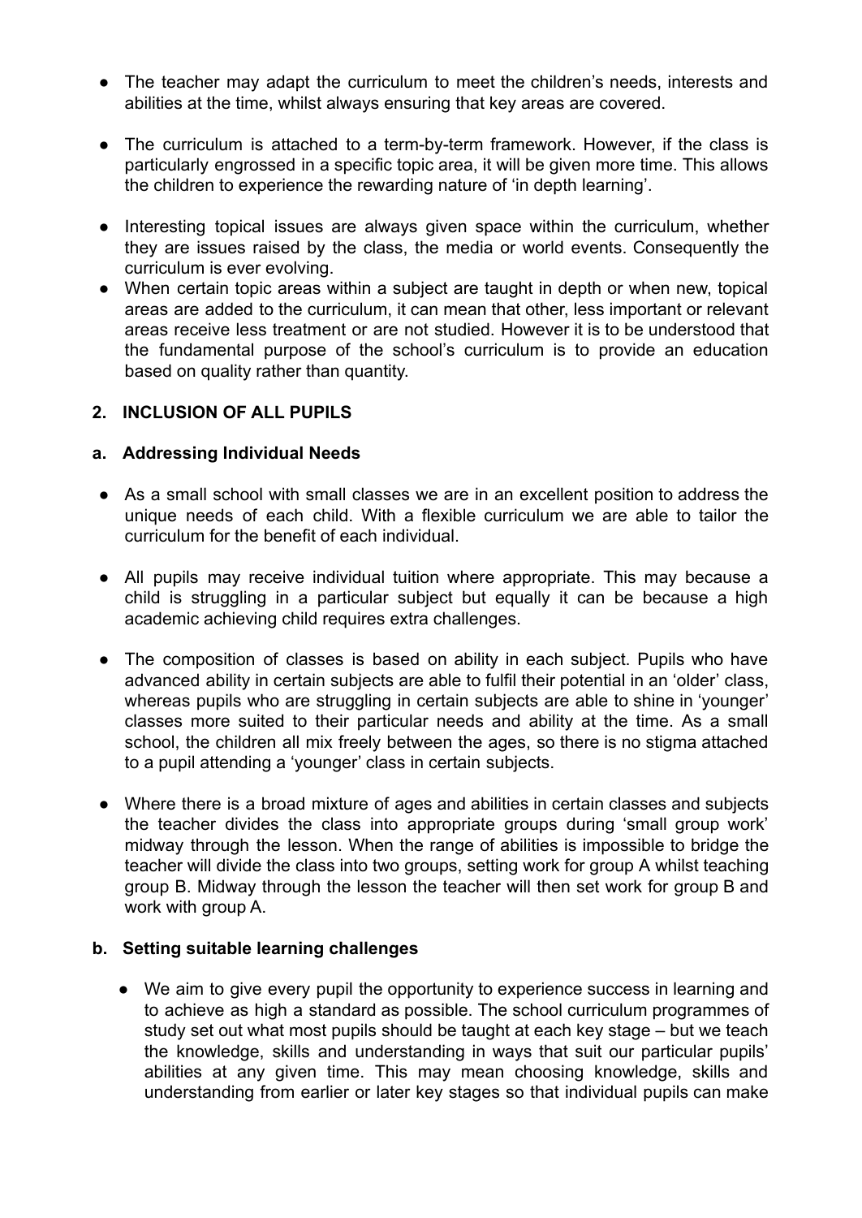- The teacher may adapt the curriculum to meet the children's needs, interests and abilities at the time, whilst always ensuring that key areas are covered.

- The curriculum is attached to a term-by-term framework. However, if the class is particularly engrossed in a specific topic area, it will be given more time. This allows the children to experience the rewarding nature of 'in depth learning'.

- Interesting topical issues are always given space within the curriculum, whether they are issues raised by the class, the media or world events. Consequently the curriculum is ever evolving.
- When certain topic areas within a subject are taught in depth or when new, topical areas are added to the curriculum, it can mean that other, less important or relevant areas receive less treatment or are not studied. However it is to be understood that the fundamental purpose of the school's curriculum is to provide an education based on quality rather than quantity.

## 2. INCLUSION OF ALL PUPILS

### a. Addressing Individual Needs

- As a small school with small classes we are in an excellent position to address the unique needs of each child. With a flexible curriculum we are able to tailor the curriculum for the benefit of each individual.

- All pupils may receive individual tuition where appropriate. This may because a child is struggling in a particular subject but equally it can be because a high academic achieving child requires extra challenges.

- The composition of classes is based on ability in each subject. Pupils who have advanced ability in certain subjects are able to fulfil their potential in an 'older' class, whereas pupils who are struggling in certain subjects are able to shine in 'younger' classes more suited to their particular needs and ability at the time. As a small school, the children all mix freely between the ages, so there is no stigma attached to a pupil attending a 'younger' class in certain subjects.

- Where there is a broad mixture of ages and abilities in certain classes and subjects the teacher divides the class into appropriate groups during 'small group work' midway through the lesson. When the range of abilities is impossible to bridge the teacher will divide the class into two groups, setting work for group A whilst teaching group B. Midway through the lesson the teacher will then set work for group B and work with group A.

### b. Setting suitable learning challenges

- We aim to give every pupil the opportunity to experience success in learning and to achieve as high a standard as possible. The school curriculum programmes of study set out what most pupils should be taught at each key stage – but we teach the knowledge, skills and understanding in ways that suit our particular pupils' abilities at any given time. This may mean choosing knowledge, skills and understanding from earlier or later key stages so that individual pupils can make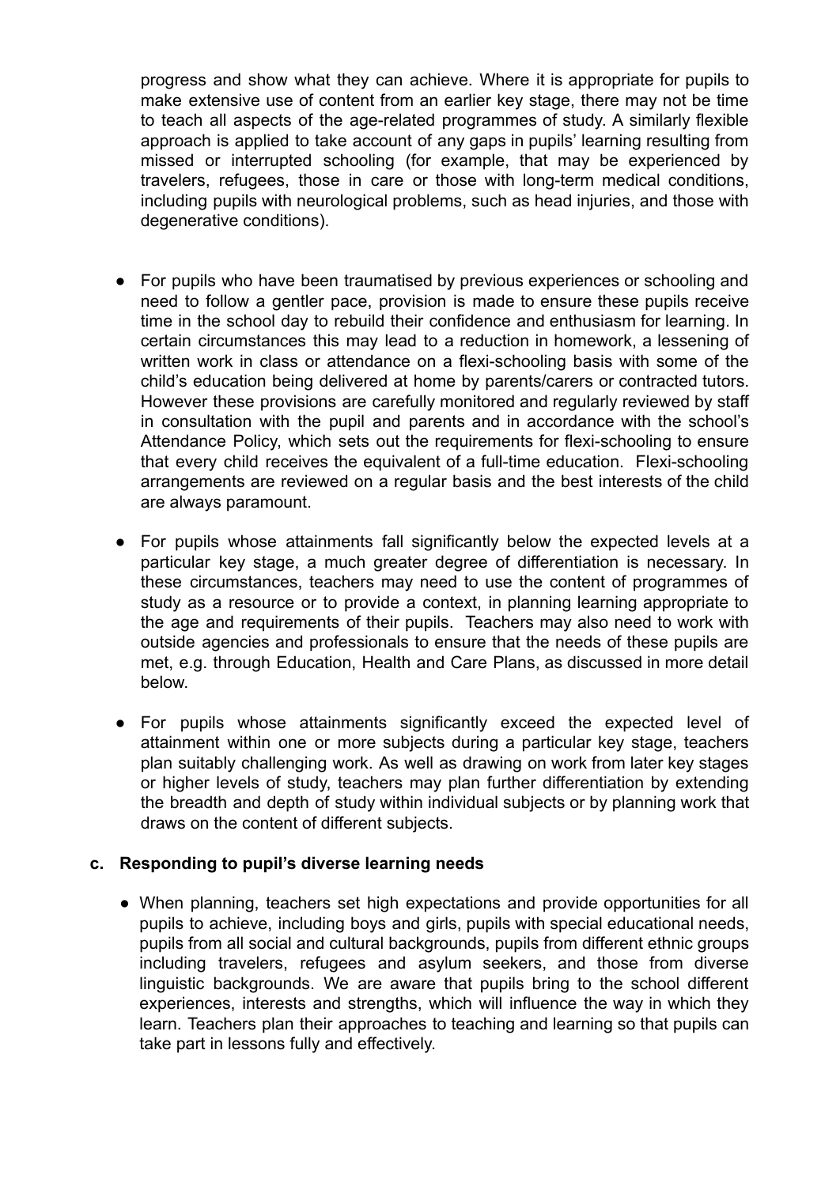progress and show what they can achieve. Where it is appropriate for pupils to make extensive use of content from an earlier key stage, there may not be time to teach all aspects of the age-related programmes of study. A similarly flexible approach is applied to take account of any gaps in pupils' learning resulting from missed or interrupted schooling (for example, that may be experienced by travelers, refugees, those in care or those with long-term medical conditions, including pupils with neurological problems, such as head injuries, and those with degenerative conditions).

- For pupils who have been traumatised by previous experiences or schooling and need to follow a gentler pace, provision is made to ensure these pupils receive time in the school day to rebuild their confidence and enthusiasm for learning. In certain circumstances this may lead to a reduction in homework, a lessening of written work in class or attendance on a flexi-schooling basis with some of the child's education being delivered at home by parents/carers or contracted tutors. However these provisions are carefully monitored and regularly reviewed by staff in consultation with the pupil and parents and in accordance with the school's Attendance Policy, which sets out the requirements for flexi-schooling to ensure that every child receives the equivalent of a full-time education. Flexi-schooling arrangements are reviewed on a regular basis and the best interests of the child are always paramount.

- For pupils whose attainments fall significantly below the expected levels at a particular key stage, a much greater degree of differentiation is necessary. In these circumstances, teachers may need to use the content of programmes of study as a resource or to provide a context, in planning learning appropriate to the age and requirements of their pupils. Teachers may also need to work with outside agencies and professionals to ensure that the needs of these pupils are met, e.g. through Education, Health and Care Plans, as discussed in more detail below.

- For pupils whose attainments significantly exceed the expected level of attainment within one or more subjects during a particular key stage, teachers plan suitably challenging work. As well as drawing on work from later key stages or higher levels of study, teachers may plan further differentiation by extending the breadth and depth of study within individual subjects or by planning work that draws on the content of different subjects.

### c. Responding to pupil's diverse learning needs

- When planning, teachers set high expectations and provide opportunities for all pupils to achieve, including boys and girls, pupils with special educational needs, pupils from all social and cultural backgrounds, pupils from different ethnic groups including travelers, refugees and asylum seekers, and those from diverse linguistic backgrounds. We are aware that pupils bring to the school different experiences, interests and strengths, which will influence the way in which they learn. Teachers plan their approaches to teaching and learning so that pupils can take part in lessons fully and effectively.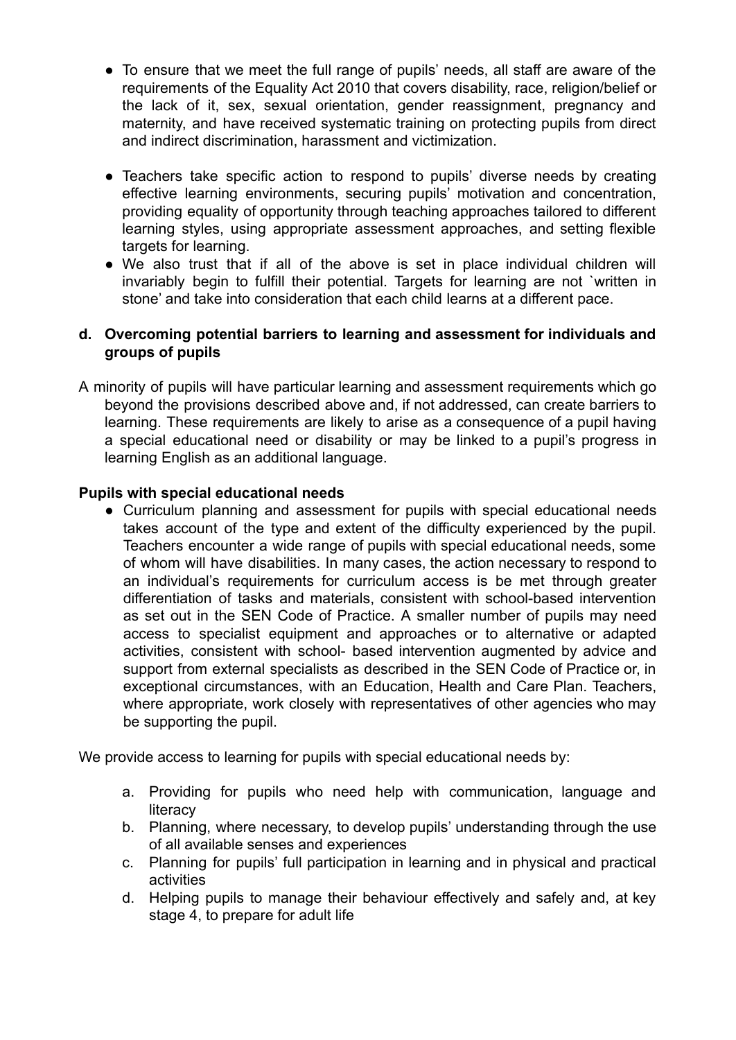- To ensure that we meet the full range of pupils' needs, all staff are aware of the requirements of the Equality Act 2010 that covers disability, race, religion/belief or the lack of it, sex, sexual orientation, gender reassignment, pregnancy and maternity, and have received systematic training on protecting pupils from direct and indirect discrimination, harassment and victimization.

- Teachers take specific action to respond to pupils' diverse needs by creating effective learning environments, securing pupils' motivation and concentration, providing equality of opportunity through teaching approaches tailored to different learning styles, using appropriate assessment approaches, and setting flexible targets for learning.
- We also trust that if all of the above is set in place individual children will invariably begin to fulfill their potential. Targets for learning are not `written in stone' and take into consideration that each child learns at a different pace.

### d. Overcoming potential barriers to learning and assessment for individuals and groups of pupils

A minority of pupils will have particular learning and assessment requirements which go beyond the provisions described above and, if not addressed, can create barriers to learning. These requirements are likely to arise as a consequence of a pupil having a special educational need or disability or may be linked to a pupil's progress in learning English as an additional language.

**Pupils with special educational needs**

- Curriculum planning and assessment for pupils with special educational needs takes account of the type and extent of the difficulty experienced by the pupil. Teachers encounter a wide range of pupils with special educational needs, some of whom will have disabilities. In many cases, the action necessary to respond to an individual's requirements for curriculum access is be met through greater differentiation of tasks and materials, consistent with school-based intervention as set out in the SEN Code of Practice. A smaller number of pupils may need access to specialist equipment and approaches or to alternative or adapted activities, consistent with school- based intervention augmented by advice and support from external specialists as described in the SEN Code of Practice or, in exceptional circumstances, with an Education, Health and Care Plan. Teachers, where appropriate, work closely with representatives of other agencies who may be supporting the pupil.

We provide access to learning for pupils with special educational needs by:

a. Providing for pupils who need help with communication, language and literacy
b. Planning, where necessary, to develop pupils' understanding through the use of all available senses and experiences
c. Planning for pupils' full participation in learning and in physical and practical activities
d. Helping pupils to manage their behaviour effectively and safely and, at key stage 4, to prepare for adult life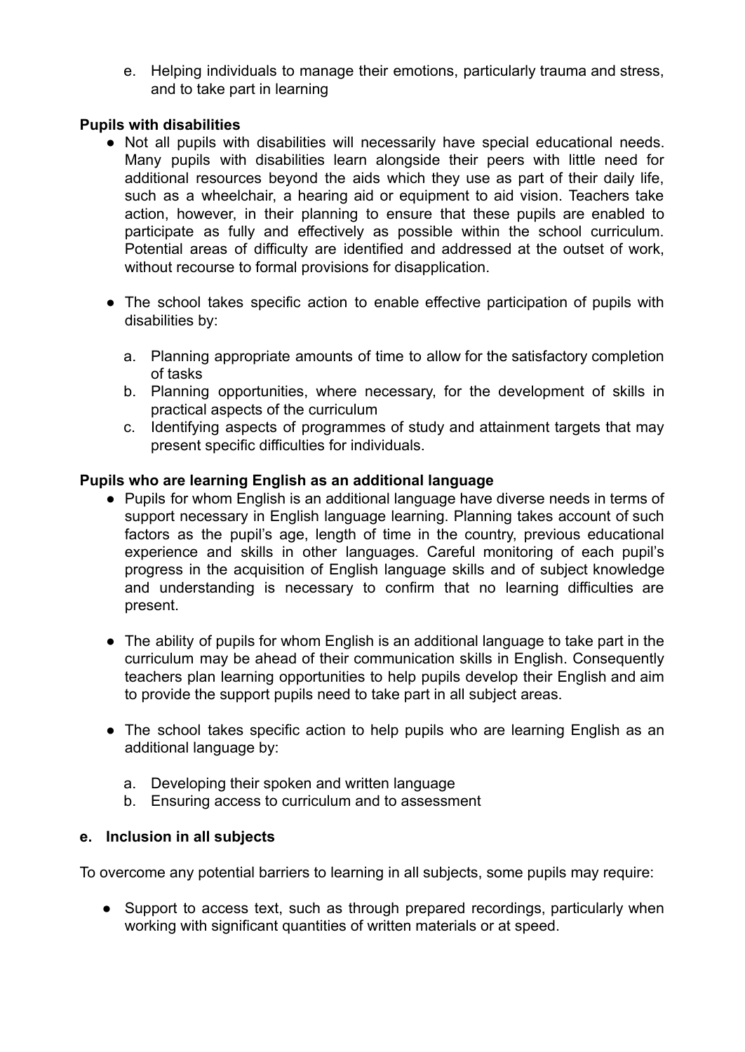e. Helping individuals to manage their emotions, particularly trauma and stress, and to take part in learning

**Pupils with disabilities**

- Not all pupils with disabilities will necessarily have special educational needs. Many pupils with disabilities learn alongside their peers with little need for additional resources beyond the aids which they use as part of their daily life, such as a wheelchair, a hearing aid or equipment to aid vision. Teachers take action, however, in their planning to ensure that these pupils are enabled to participate as fully and effectively as possible within the school curriculum. Potential areas of difficulty are identified and addressed at the outset of work, without recourse to formal provisions for disapplication.

- The school takes specific action to enable effective participation of pupils with disabilities by:

    a. Planning appropriate amounts of time to allow for the satisfactory completion of tasks
    b. Planning opportunities, where necessary, for the development of skills in practical aspects of the curriculum
    c. Identifying aspects of programmes of study and attainment targets that may present specific difficulties for individuals.

**Pupils who are learning English as an additional language**

- Pupils for whom English is an additional language have diverse needs in terms of support necessary in English language learning. Planning takes account of such factors as the pupil's age, length of time in the country, previous educational experience and skills in other languages. Careful monitoring of each pupil's progress in the acquisition of English language skills and of subject knowledge and understanding is necessary to confirm that no learning difficulties are present.

- The ability of pupils for whom English is an additional language to take part in the curriculum may be ahead of their communication skills in English. Consequently teachers plan learning opportunities to help pupils develop their English and aim to provide the support pupils need to take part in all subject areas.

- The school takes specific action to help pupils who are learning English as an additional language by:

    a. Developing their spoken and written language
    b. Ensuring access to curriculum and to assessment

**e. Inclusion in all subjects**

To overcome any potential barriers to learning in all subjects, some pupils may require:

- Support to access text, such as through prepared recordings, particularly when working with significant quantities of written materials or at speed.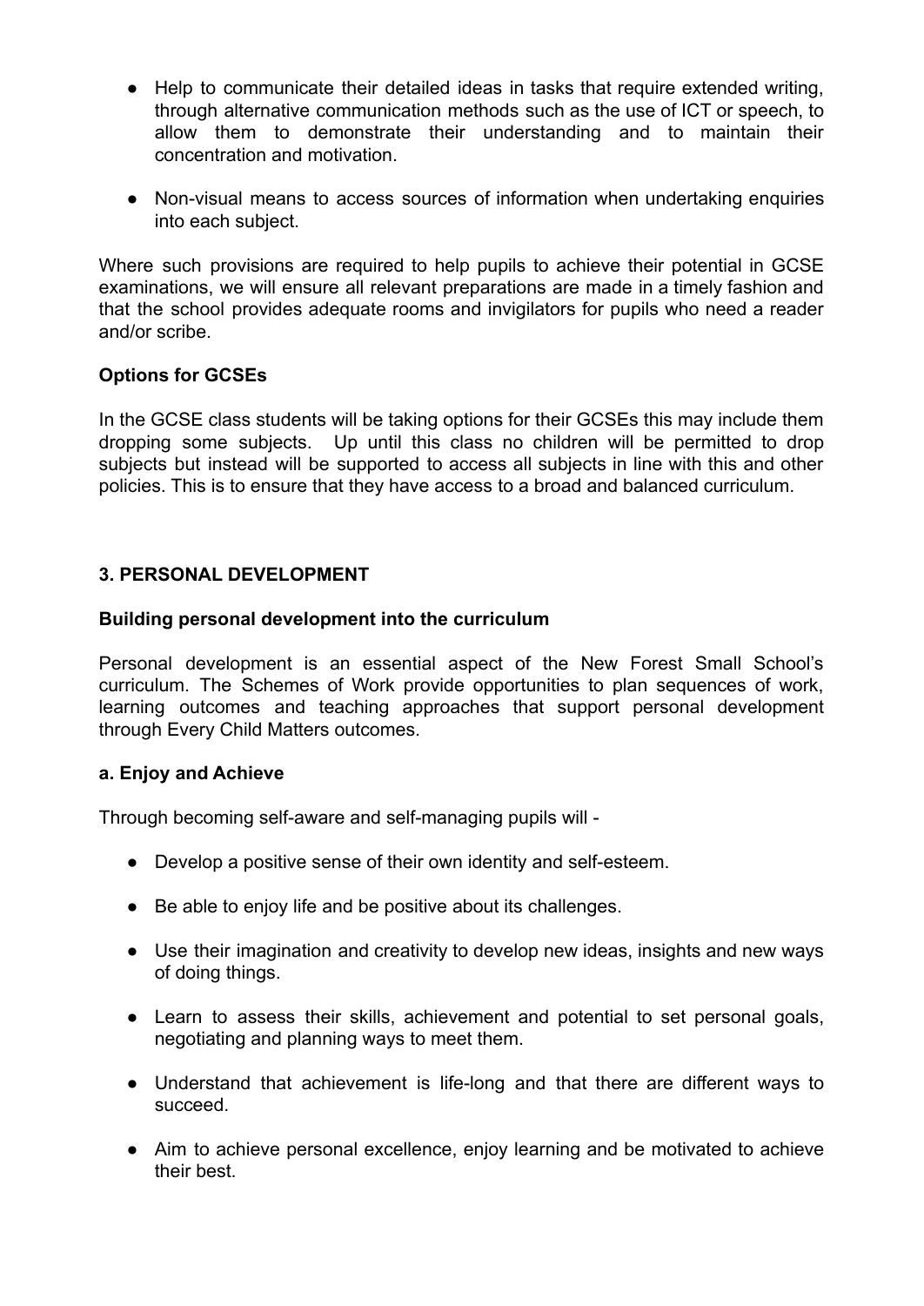- Help to communicate their detailed ideas in tasks that require extended writing, through alternative communication methods such as the use of ICT or speech, to allow them to demonstrate their understanding and to maintain their concentration and motivation.

- Non-visual means to access sources of information when undertaking enquiries into each subject.

Where such provisions are required to help pupils to achieve their potential in GCSE examinations, we will ensure all relevant preparations are made in a timely fashion and that the school provides adequate rooms and invigilators for pupils who need a reader and/or scribe.

**Options for GCSEs**

In the GCSE class students will be taking options for their GCSEs this may include them dropping some subjects. Up until this class no children will be permitted to drop subjects but instead will be supported to access all subjects in line with this and other policies. This is to ensure that they have access to a broad and balanced curriculum.

## 3. PERSONAL DEVELOPMENT

**Building personal development into the curriculum**

Personal development is an essential aspect of the New Forest Small School's curriculum. The Schemes of Work provide opportunities to plan sequences of work, learning outcomes and teaching approaches that support personal development through Every Child Matters outcomes.

**a. Enjoy and Achieve**

Through becoming self-aware and self-managing pupils will -

- Develop a positive sense of their own identity and self-esteem.

- Be able to enjoy life and be positive about its challenges.

- Use their imagination and creativity to develop new ideas, insights and new ways of doing things.

- Learn to assess their skills, achievement and potential to set personal goals, negotiating and planning ways to meet them.

- Understand that achievement is life-long and that there are different ways to succeed.

- Aim to achieve personal excellence, enjoy learning and be motivated to achieve their best.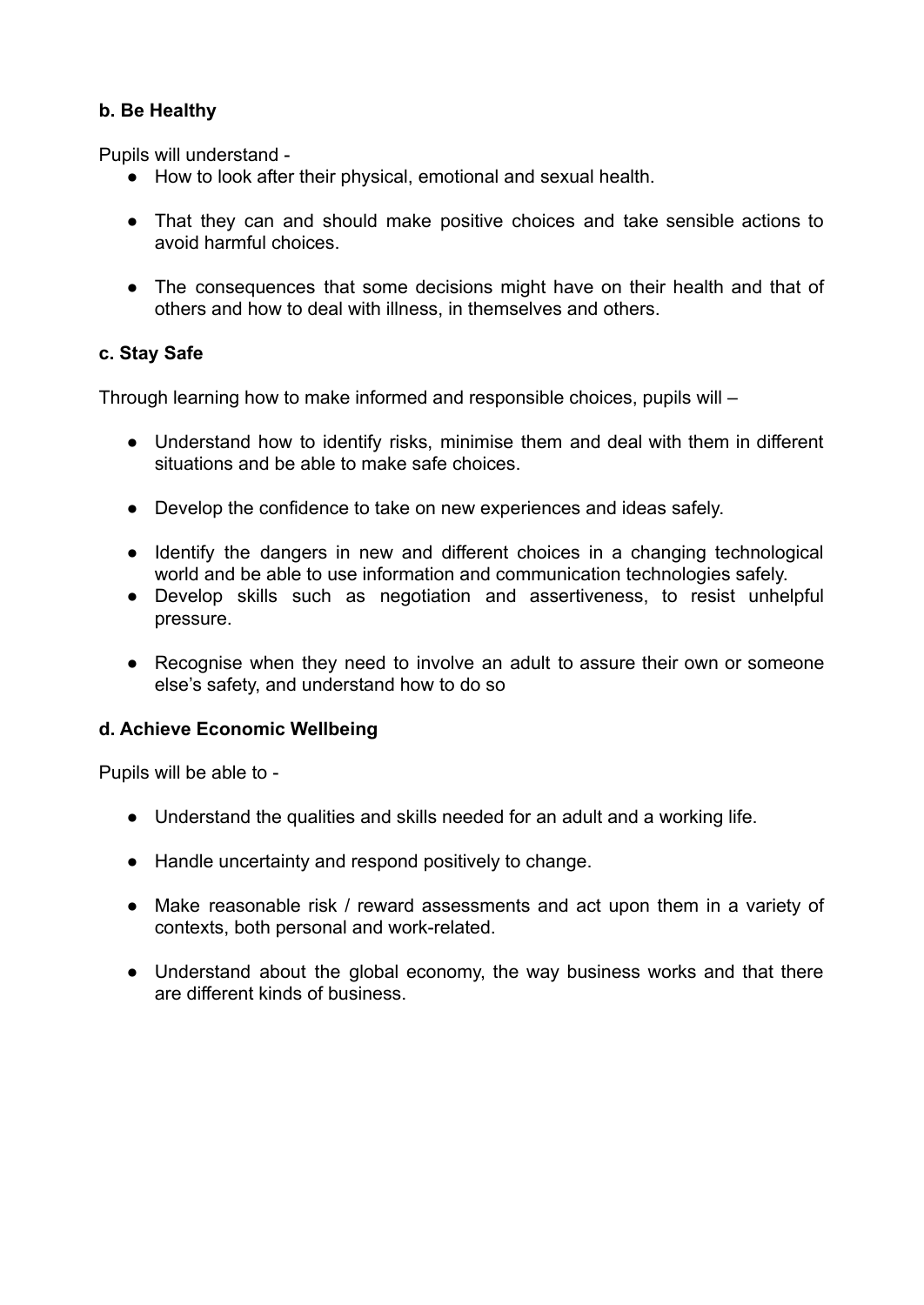**b. Be Healthy**

Pupils will understand -

- How to look after their physical, emotional and sexual health.
- That they can and should make positive choices and take sensible actions to avoid harmful choices.
- The consequences that some decisions might have on their health and that of others and how to deal with illness, in themselves and others.

**c. Stay Safe**

Through learning how to make informed and responsible choices, pupils will –

- Understand how to identify risks, minimise them and deal with them in different situations and be able to make safe choices.
- Develop the confidence to take on new experiences and ideas safely.
- Identify the dangers in new and different choices in a changing technological world and be able to use information and communication technologies safely.
- Develop skills such as negotiation and assertiveness, to resist unhelpful pressure.
- Recognise when they need to involve an adult to assure their own or someone else's safety, and understand how to do so

**d. Achieve Economic Wellbeing**

Pupils will be able to -

- Understand the qualities and skills needed for an adult and a working life.
- Handle uncertainty and respond positively to change.
- Make reasonable risk / reward assessments and act upon them in a variety of contexts, both personal and work-related.
- Understand about the global economy, the way business works and that there are different kinds of business.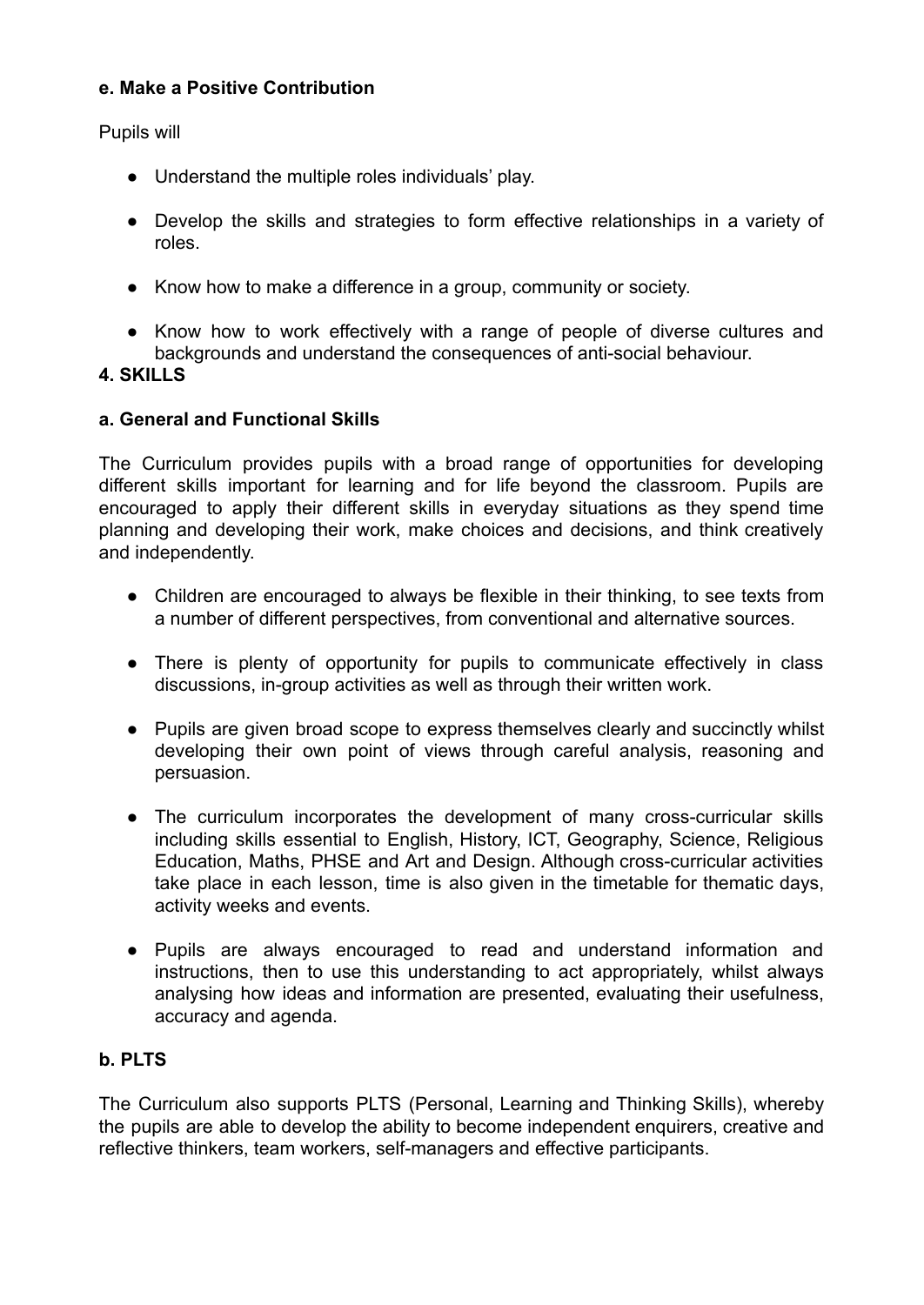**e. Make a Positive Contribution**

Pupils will

- Understand the multiple roles individuals' play.
- Develop the skills and strategies to form effective relationships in a variety of roles.
- Know how to make a difference in a group, community or society.
- Know how to work effectively with a range of people of diverse cultures and backgrounds and understand the consequences of anti-social behaviour.

**4. SKILLS**

**a. General and Functional Skills**

The Curriculum provides pupils with a broad range of opportunities for developing different skills important for learning and for life beyond the classroom. Pupils are encouraged to apply their different skills in everyday situations as they spend time planning and developing their work, make choices and decisions, and think creatively and independently.

- Children are encouraged to always be flexible in their thinking, to see texts from a number of different perspectives, from conventional and alternative sources.
- There is plenty of opportunity for pupils to communicate effectively in class discussions, in-group activities as well as through their written work.
- Pupils are given broad scope to express themselves clearly and succinctly whilst developing their own point of views through careful analysis, reasoning and persuasion.
- The curriculum incorporates the development of many cross-curricular skills including skills essential to English, History, ICT, Geography, Science, Religious Education, Maths, PHSE and Art and Design. Although cross-curricular activities take place in each lesson, time is also given in the timetable for thematic days, activity weeks and events.
- Pupils are always encouraged to read and understand information and instructions, then to use this understanding to act appropriately, whilst always analysing how ideas and information are presented, evaluating their usefulness, accuracy and agenda.

**b. PLTS**

The Curriculum also supports PLTS (Personal, Learning and Thinking Skills), whereby the pupils are able to develop the ability to become independent enquirers, creative and reflective thinkers, team workers, self-managers and effective participants.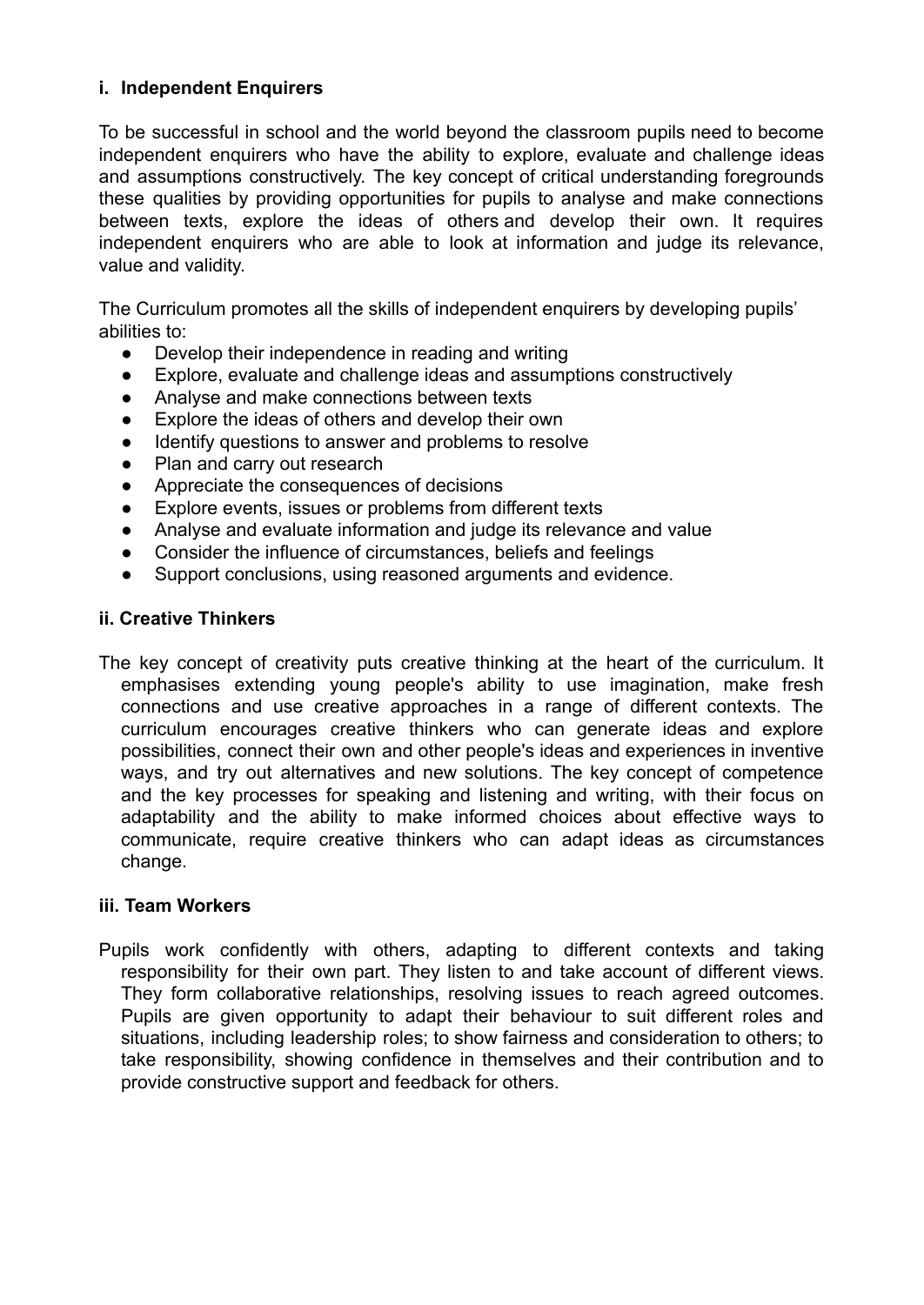### i. Independent Enquirers

To be successful in school and the world beyond the classroom pupils need to become independent enquirers who have the ability to explore, evaluate and challenge ideas and assumptions constructively. The key concept of critical understanding foregrounds these qualities by providing opportunities for pupils to analyse and make connections between texts, explore the ideas of others and develop their own. It requires independent enquirers who are able to look at information and judge its relevance, value and validity.

The Curriculum promotes all the skills of independent enquirers by developing pupils' abilities to:

- Develop their independence in reading and writing
- Explore, evaluate and challenge ideas and assumptions constructively
- Analyse and make connections between texts
- Explore the ideas of others and develop their own
- Identify questions to answer and problems to resolve
- Plan and carry out research
- Appreciate the consequences of decisions
- Explore events, issues or problems from different texts
- Analyse and evaluate information and judge its relevance and value
- Consider the influence of circumstances, beliefs and feelings
- Support conclusions, using reasoned arguments and evidence.

### ii. Creative Thinkers

The key concept of creativity puts creative thinking at the heart of the curriculum. It emphasises extending young people's ability to use imagination, make fresh connections and use creative approaches in a range of different contexts. The curriculum encourages creative thinkers who can generate ideas and explore possibilities, connect their own and other people's ideas and experiences in inventive ways, and try out alternatives and new solutions. The key concept of competence and the key processes for speaking and listening and writing, with their focus on adaptability and the ability to make informed choices about effective ways to communicate, require creative thinkers who can adapt ideas as circumstances change.

### iii. Team Workers

Pupils work confidently with others, adapting to different contexts and taking responsibility for their own part. They listen to and take account of different views. They form collaborative relationships, resolving issues to reach agreed outcomes. Pupils are given opportunity to adapt their behaviour to suit different roles and situations, including leadership roles; to show fairness and consideration to others; to take responsibility, showing confidence in themselves and their contribution and to provide constructive support and feedback for others.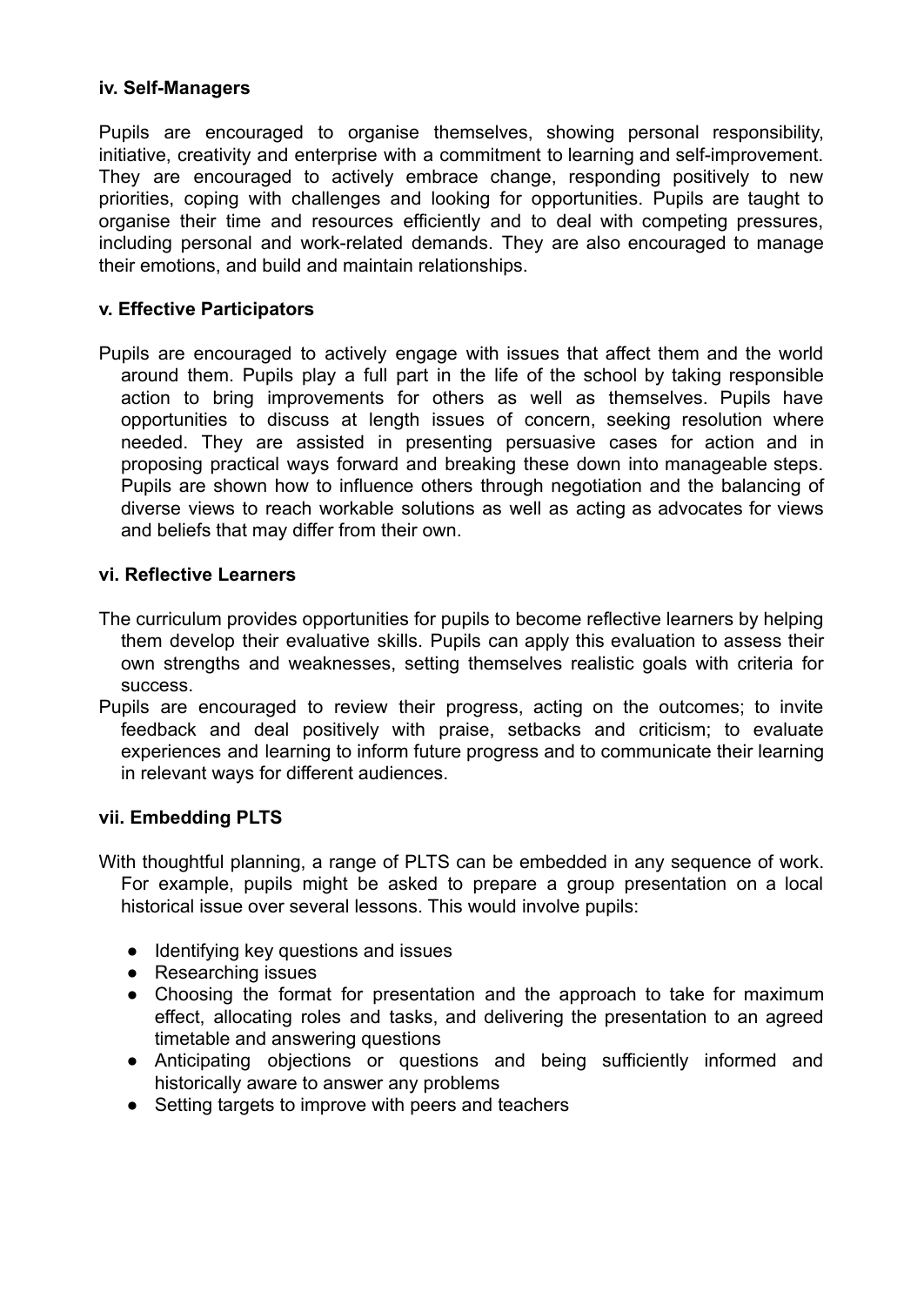### iv. Self-Managers

Pupils are encouraged to organise themselves, showing personal responsibility, initiative, creativity and enterprise with a commitment to learning and self-improvement. They are encouraged to actively embrace change, responding positively to new priorities, coping with challenges and looking for opportunities. Pupils are taught to organise their time and resources efficiently and to deal with competing pressures, including personal and work-related demands. They are also encouraged to manage their emotions, and build and maintain relationships.

### v. Effective Participators

Pupils are encouraged to actively engage with issues that affect them and the world around them. Pupils play a full part in the life of the school by taking responsible action to bring improvements for others as well as themselves. Pupils have opportunities to discuss at length issues of concern, seeking resolution where needed. They are assisted in presenting persuasive cases for action and in proposing practical ways forward and breaking these down into manageable steps. Pupils are shown how to influence others through negotiation and the balancing of diverse views to reach workable solutions as well as acting as advocates for views and beliefs that may differ from their own.

### vi. Reflective Learners

The curriculum provides opportunities for pupils to become reflective learners by helping them develop their evaluative skills. Pupils can apply this evaluation to assess their own strengths and weaknesses, setting themselves realistic goals with criteria for success.

Pupils are encouraged to review their progress, acting on the outcomes; to invite feedback and deal positively with praise, setbacks and criticism; to evaluate experiences and learning to inform future progress and to communicate their learning in relevant ways for different audiences.

### vii. Embedding PLTS

With thoughtful planning, a range of PLTS can be embedded in any sequence of work. For example, pupils might be asked to prepare a group presentation on a local historical issue over several lessons. This would involve pupils:

- Identifying key questions and issues
- Researching issues
- Choosing the format for presentation and the approach to take for maximum effect, allocating roles and tasks, and delivering the presentation to an agreed timetable and answering questions
- Anticipating objections or questions and being sufficiently informed and historically aware to answer any problems
- Setting targets to improve with peers and teachers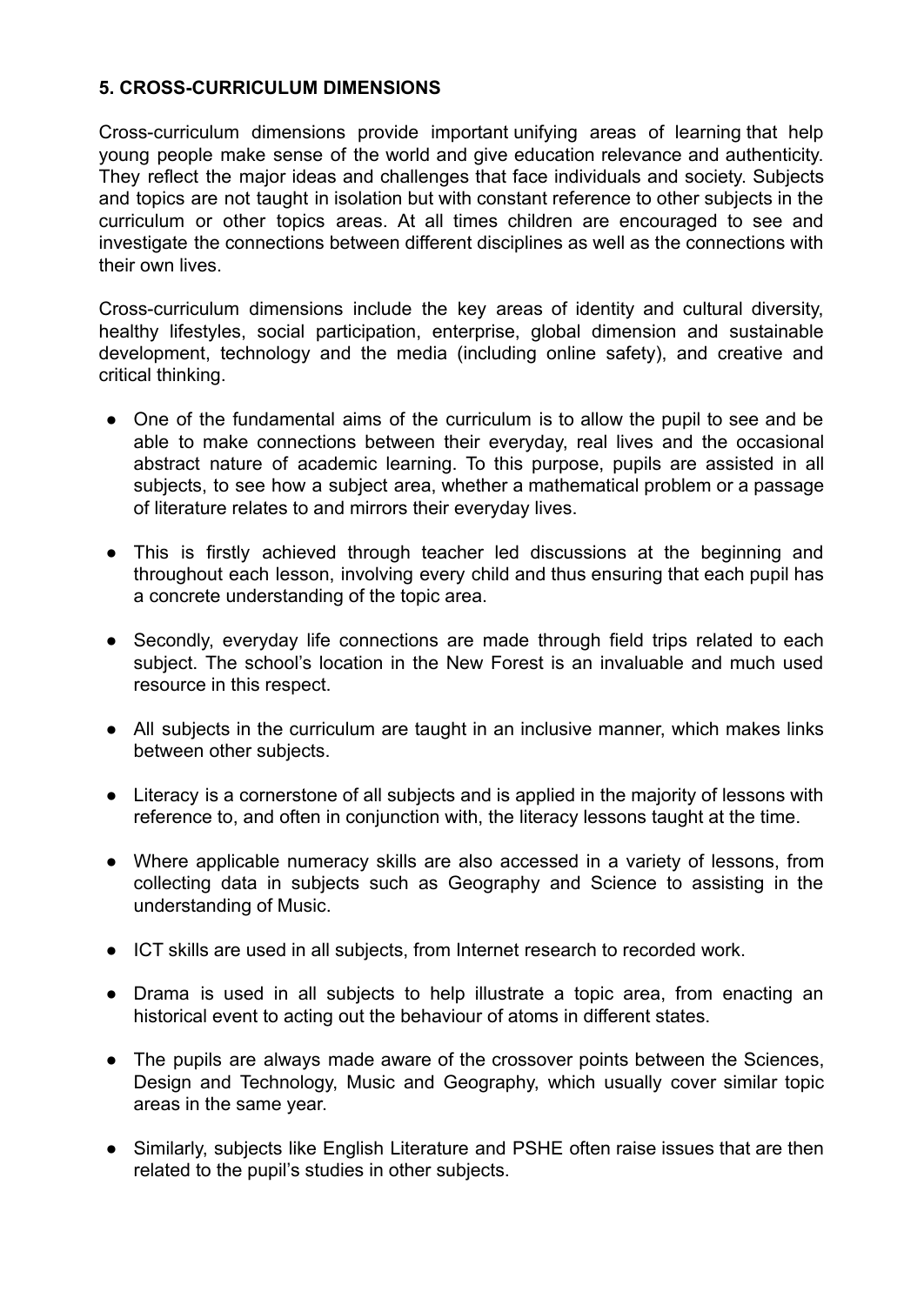## 5. CROSS-CURRICULUM DIMENSIONS

Cross-curriculum dimensions provide important unifying areas of learning that help young people make sense of the world and give education relevance and authenticity. They reflect the major ideas and challenges that face individuals and society. Subjects and topics are not taught in isolation but with constant reference to other subjects in the curriculum or other topics areas. At all times children are encouraged to see and investigate the connections between different disciplines as well as the connections with their own lives.

Cross-curriculum dimensions include the key areas of identity and cultural diversity, healthy lifestyles, social participation, enterprise, global dimension and sustainable development, technology and the media (including online safety), and creative and critical thinking.

- One of the fundamental aims of the curriculum is to allow the pupil to see and be able to make connections between their everyday, real lives and the occasional abstract nature of academic learning. To this purpose, pupils are assisted in all subjects, to see how a subject area, whether a mathematical problem or a passage of literature relates to and mirrors their everyday lives.
- This is firstly achieved through teacher led discussions at the beginning and throughout each lesson, involving every child and thus ensuring that each pupil has a concrete understanding of the topic area.
- Secondly, everyday life connections are made through field trips related to each subject. The school's location in the New Forest is an invaluable and much used resource in this respect.
- All subjects in the curriculum are taught in an inclusive manner, which makes links between other subjects.
- Literacy is a cornerstone of all subjects and is applied in the majority of lessons with reference to, and often in conjunction with, the literacy lessons taught at the time.
- Where applicable numeracy skills are also accessed in a variety of lessons, from collecting data in subjects such as Geography and Science to assisting in the understanding of Music.
- ICT skills are used in all subjects, from Internet research to recorded work.
- Drama is used in all subjects to help illustrate a topic area, from enacting an historical event to acting out the behaviour of atoms in different states.
- The pupils are always made aware of the crossover points between the Sciences, Design and Technology, Music and Geography, which usually cover similar topic areas in the same year.
- Similarly, subjects like English Literature and PSHE often raise issues that are then related to the pupil's studies in other subjects.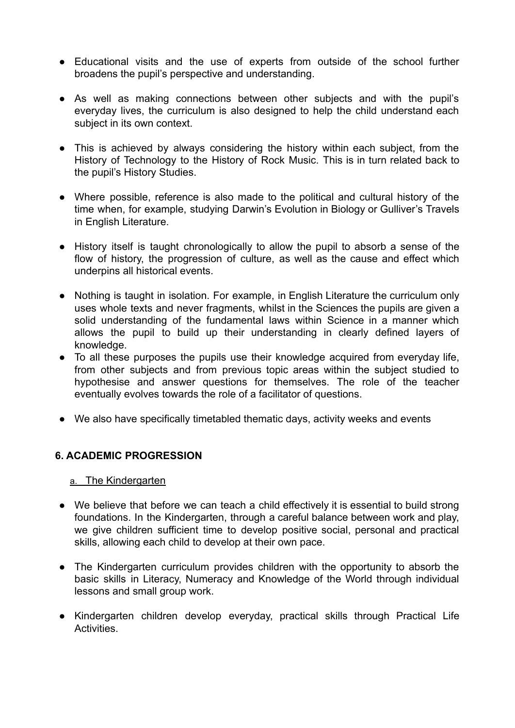- Educational visits and the use of experts from outside of the school further broadens the pupil's perspective and understanding.

- As well as making connections between other subjects and with the pupil's everyday lives, the curriculum is also designed to help the child understand each subject in its own context.

- This is achieved by always considering the history within each subject, from the History of Technology to the History of Rock Music. This is in turn related back to the pupil's History Studies.

- Where possible, reference is also made to the political and cultural history of the time when, for example, studying Darwin's Evolution in Biology or Gulliver's Travels in English Literature.

- History itself is taught chronologically to allow the pupil to absorb a sense of the flow of history, the progression of culture, as well as the cause and effect which underpins all historical events.

- Nothing is taught in isolation. For example, in English Literature the curriculum only uses whole texts and never fragments, whilst in the Sciences the pupils are given a solid understanding of the fundamental laws within Science in a manner which allows the pupil to build up their understanding in clearly defined layers of knowledge.
- To all these purposes the pupils use their knowledge acquired from everyday life, from other subjects and from previous topic areas within the subject studied to hypothesise and answer questions for themselves. The role of the teacher eventually evolves towards the role of a facilitator of questions.

- We also have specifically timetabled thematic days, activity weeks and events

## 6. ACADEMIC PROGRESSION

a. The Kindergarten

- We believe that before we can teach a child effectively it is essential to build strong foundations. In the Kindergarten, through a careful balance between work and play, we give children sufficient time to develop positive social, personal and practical skills, allowing each child to develop at their own pace.

- The Kindergarten curriculum provides children with the opportunity to absorb the basic skills in Literacy, Numeracy and Knowledge of the World through individual lessons and small group work.

- Kindergarten children develop everyday, practical skills through Practical Life Activities.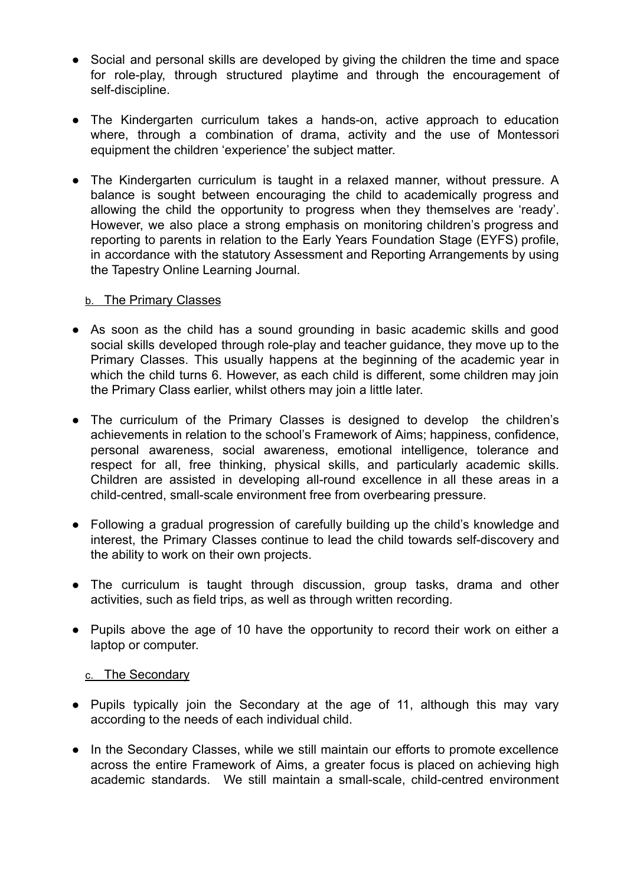- Social and personal skills are developed by giving the children the time and space for role-play, through structured playtime and through the encouragement of self-discipline.

- The Kindergarten curriculum takes a hands-on, active approach to education where, through a combination of drama, activity and the use of Montessori equipment the children 'experience' the subject matter.

- The Kindergarten curriculum is taught in a relaxed manner, without pressure. A balance is sought between encouraging the child to academically progress and allowing the child the opportunity to progress when they themselves are 'ready'. However, we also place a strong emphasis on monitoring children's progress and reporting to parents in relation to the Early Years Foundation Stage (EYFS) profile, in accordance with the statutory Assessment and Reporting Arrangements by using the Tapestry Online Learning Journal.

b. The Primary Classes

- As soon as the child has a sound grounding in basic academic skills and good social skills developed through role-play and teacher guidance, they move up to the Primary Classes. This usually happens at the beginning of the academic year in which the child turns 6. However, as each child is different, some children may join the Primary Class earlier, whilst others may join a little later.

- The curriculum of the Primary Classes is designed to develop the children's achievements in relation to the school's Framework of Aims; happiness, confidence, personal awareness, social awareness, emotional intelligence, tolerance and respect for all, free thinking, physical skills, and particularly academic skills. Children are assisted in developing all-round excellence in all these areas in a child-centred, small-scale environment free from overbearing pressure.

- Following a gradual progression of carefully building up the child's knowledge and interest, the Primary Classes continue to lead the child towards self-discovery and the ability to work on their own projects.

- The curriculum is taught through discussion, group tasks, drama and other activities, such as field trips, as well as through written recording.

- Pupils above the age of 10 have the opportunity to record their work on either a laptop or computer.

c. The Secondary

- Pupils typically join the Secondary at the age of 11, although this may vary according to the needs of each individual child.

- In the Secondary Classes, while we still maintain our efforts to promote excellence across the entire Framework of Aims, a greater focus is placed on achieving high academic standards. We still maintain a small-scale, child-centred environment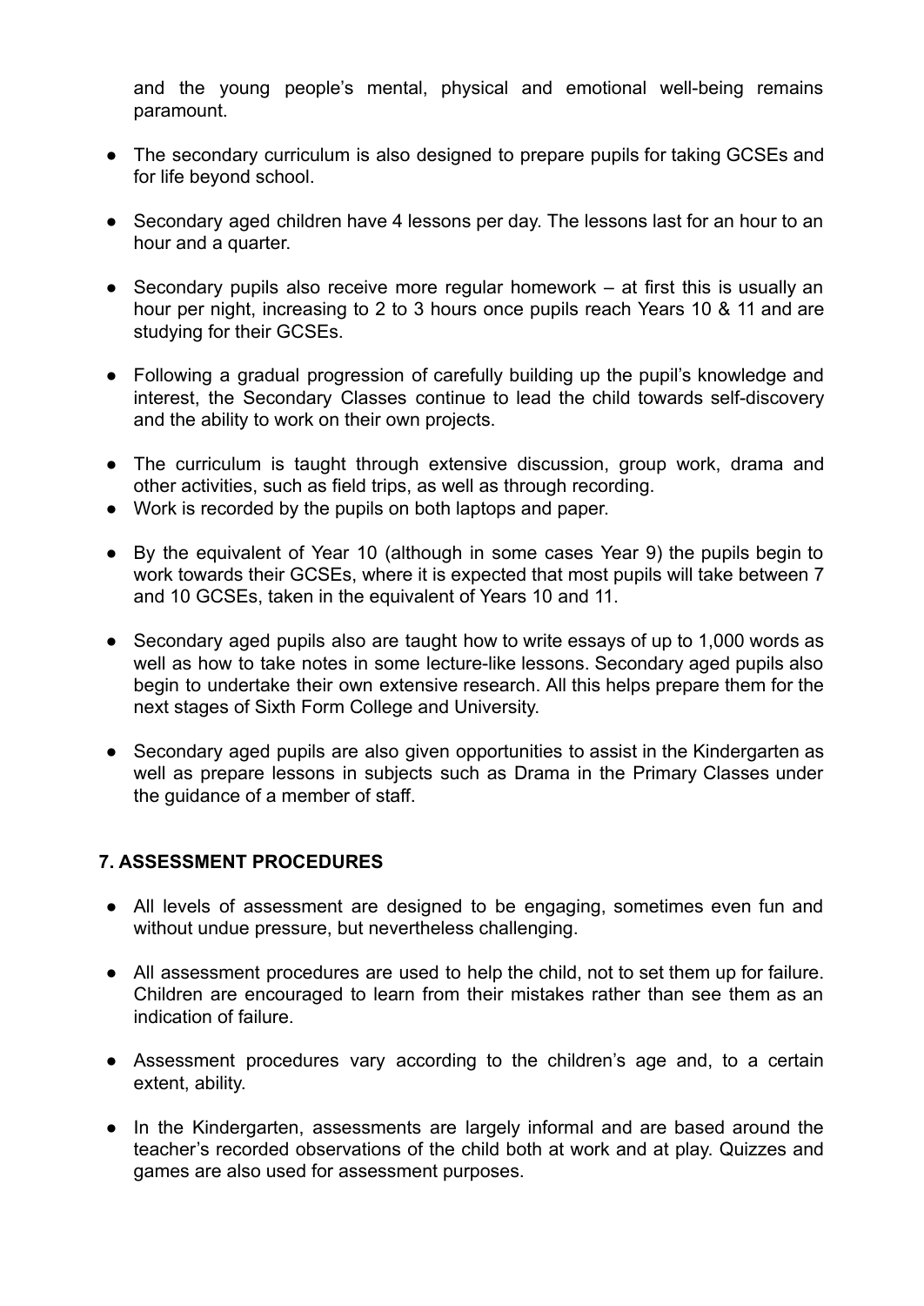and the young people's mental, physical and emotional well-being remains paramount.

- The secondary curriculum is also designed to prepare pupils for taking GCSEs and for life beyond school.

- Secondary aged children have 4 lessons per day. The lessons last for an hour to an hour and a quarter.

- Secondary pupils also receive more regular homework – at first this is usually an hour per night, increasing to 2 to 3 hours once pupils reach Years 10 & 11 and are studying for their GCSEs.

- Following a gradual progression of carefully building up the pupil's knowledge and interest, the Secondary Classes continue to lead the child towards self-discovery and the ability to work on their own projects.

- The curriculum is taught through extensive discussion, group work, drama and other activities, such as field trips, as well as through recording.
- Work is recorded by the pupils on both laptops and paper.

- By the equivalent of Year 10 (although in some cases Year 9) the pupils begin to work towards their GCSEs, where it is expected that most pupils will take between 7 and 10 GCSEs, taken in the equivalent of Years 10 and 11.

- Secondary aged pupils also are taught how to write essays of up to 1,000 words as well as how to take notes in some lecture-like lessons. Secondary aged pupils also begin to undertake their own extensive research. All this helps prepare them for the next stages of Sixth Form College and University.

- Secondary aged pupils are also given opportunities to assist in the Kindergarten as well as prepare lessons in subjects such as Drama in the Primary Classes under the guidance of a member of staff.

## 7. ASSESSMENT PROCEDURES

- All levels of assessment are designed to be engaging, sometimes even fun and without undue pressure, but nevertheless challenging.

- All assessment procedures are used to help the child, not to set them up for failure. Children are encouraged to learn from their mistakes rather than see them as an indication of failure.

- Assessment procedures vary according to the children's age and, to a certain extent, ability.

- In the Kindergarten, assessments are largely informal and are based around the teacher's recorded observations of the child both at work and at play. Quizzes and games are also used for assessment purposes.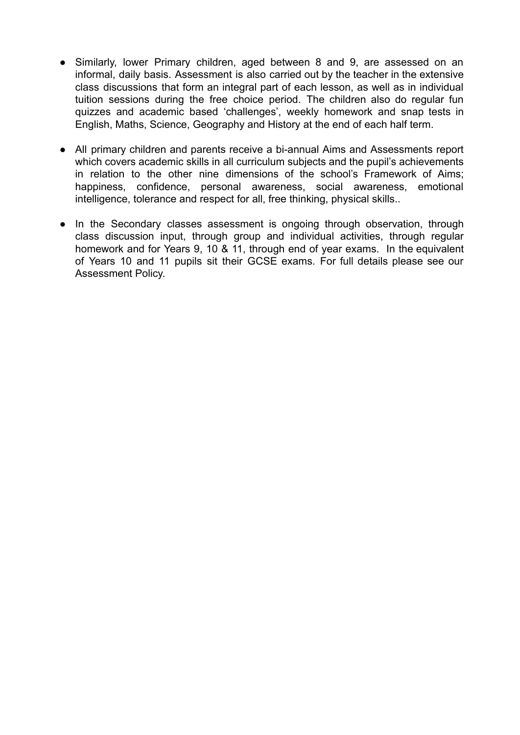- Similarly, lower Primary children, aged between 8 and 9, are assessed on an informal, daily basis. Assessment is also carried out by the teacher in the extensive class discussions that form an integral part of each lesson, as well as in individual tuition sessions during the free choice period. The children also do regular fun quizzes and academic based 'challenges', weekly homework and snap tests in English, Maths, Science, Geography and History at the end of each half term.

- All primary children and parents receive a bi-annual Aims and Assessments report which covers academic skills in all curriculum subjects and the pupil's achievements in relation to the other nine dimensions of the school's Framework of Aims; happiness, confidence, personal awareness, social awareness, emotional intelligence, tolerance and respect for all, free thinking, physical skills..

- In the Secondary classes assessment is ongoing through observation, through class discussion input, through group and individual activities, through regular homework and for Years 9, 10 & 11, through end of year exams. In the equivalent of Years 10 and 11 pupils sit their GCSE exams. For full details please see our Assessment Policy.